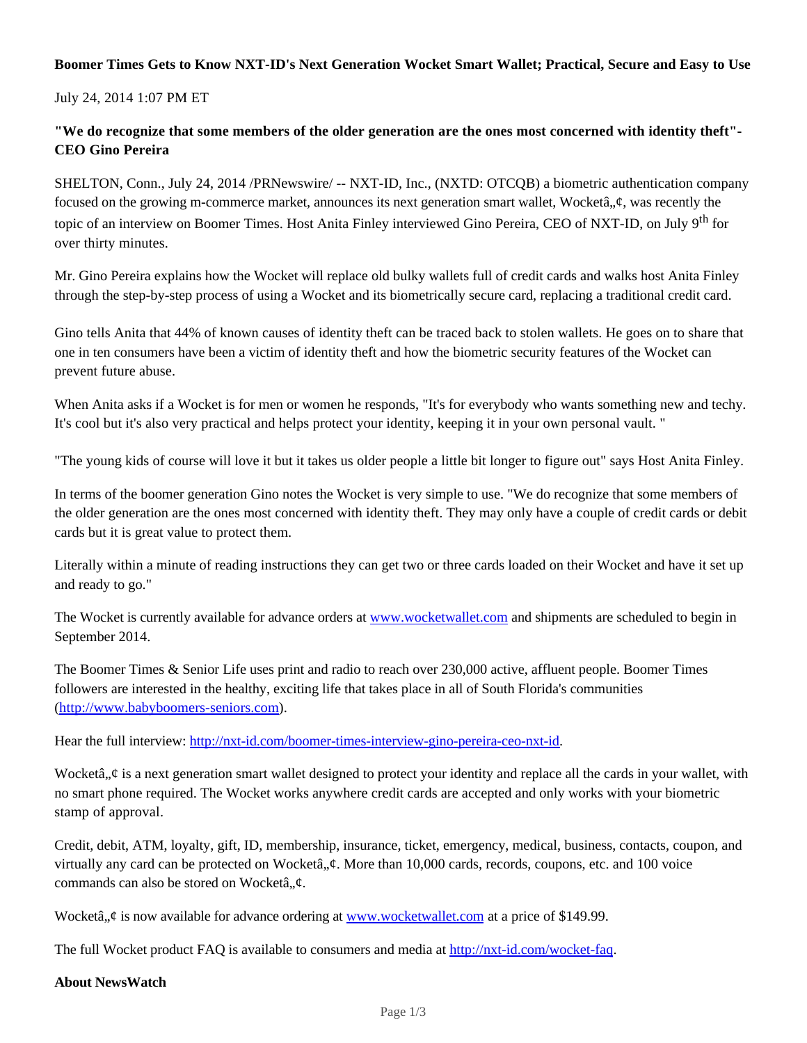**Boomer Times Gets to Know NXT-ID's Next Generation Wocket Smart Wallet; Practical, Secure and Easy to Use**

July 24, 2014 1:07 PM ET

**"We do recognize that some members of the older generation are the ones most concerned with identity theft"- CEO Gino Pereira**

SHELTON, Conn., July 24, 2014 /PRNewswire/ -- NXT-ID, Inc., (NXTD: OTCQB) a biometric authentication company focused on the growing m-commerce market, announces its next generation smart wallet, Wocketâ„¢, was recently the topic of an interview on Boomer Times. Host Anita Finley interviewed Gino Pereira, CEO of NXT-ID, on July 9th for over thirty minutes.

Mr. Gino Pereira explains how the Wocket will replace old bulky wallets full of credit cards and walks host Anita Finley through the step-by-step process of using a Wocket and its biometrically secure card, replacing a traditional credit card.

Gino tells Anita that 44% of known causes of identity theft can be traced back to stolen wallets. He goes on to share that one in ten consumers have been a victim of identity theft and how the biometric security features of the Wocket can prevent future abuse.

When Anita asks if a Wocket is for men or women he responds, "It's for everybody who wants something new and techy. It's cool but it's also very practical and helps protect your identity, keeping it in your own personal vault. "

"The young kids of course will love it but it takes us older people a little bit longer to figure out" says Host Anita Finley.

In terms of the boomer generation Gino notes the Wocket is very simple to use. "We do recognize that some members of the older generation are the ones most concerned with identity theft. They may only have a couple of credit cards or debit cards but it is great value to protect them.

Literally within a minute of reading instructions they can get two or three cards loaded on their Wocket and have it set up and ready to go."

The Wocket is currently available for advance orders at www.wocketwallet.com and shipments are scheduled to begin in September 2014.

The Boomer Times & Senior Life uses print and radio to reach over 230,000 active, affluent people. Boomer Times followers are interested in the healthy, exciting life that takes place in all of South Florida's communities (http://www.babyboomers-seniors.com).

Hear the full interview: http://nxt-id.com/boomer-times-interview-gino-pereira-ceo-nxt-id.

Wocketâ„¢ is a next generation smart wallet designed to protect your identity and replace all the cards in your wallet, with no smart phone required. The Wocket works anywhere credit cards are accepted and only works with your biometric stamp of approval.

Credit, debit, ATM, loyalty, gift, ID, membership, insurance, ticket, emergency, medical, business, contacts, coupon, and virtually any card can be protected on Wocketâ„¢. More than 10,000 cards, records, coupons, etc. and 100 voice commands can also be stored on Wocketâ„¢.

Wocketâ„¢ is now available for advance ordering at www.wocketwallet.com at a price of $149.99.

The full Wocket product FAQ is available to consumers and media at http://nxt-id.com/wocket-faq.

**About NewsWatch**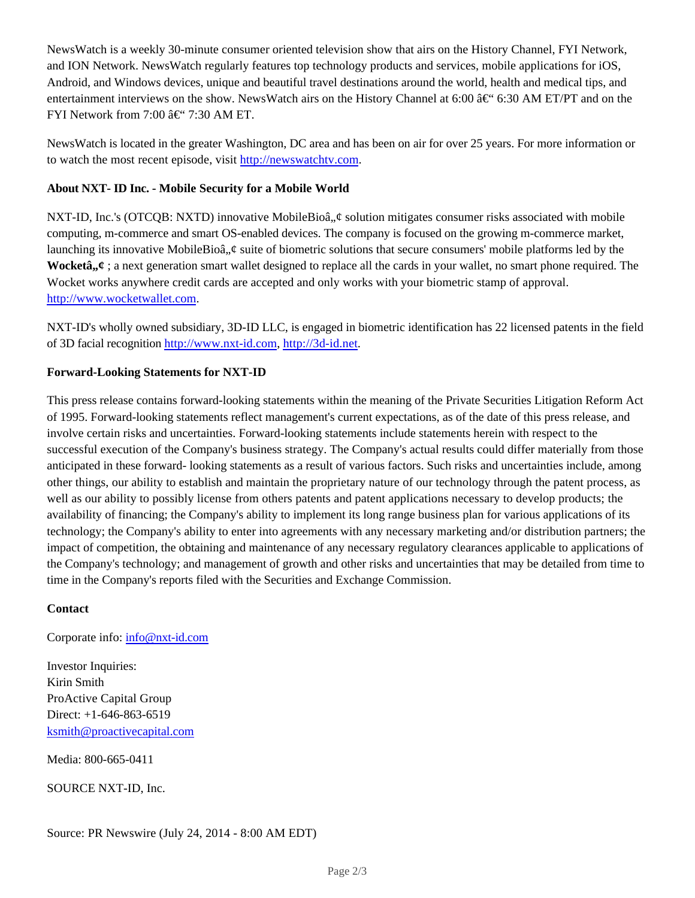NewsWatch is a weekly 30-minute consumer oriented television show that airs on the History Channel, FYI Network, and ION Network. NewsWatch regularly features top technology products and services, mobile applications for iOS, Android, and Windows devices, unique and beautiful travel destinations around the world, health and medical tips, and entertainment interviews on the show. NewsWatch airs on the History Channel at 6:00 â€“ 6:30 AM ET/PT and on the FYI Network from 7:00 â€“ 7:30 AM ET.

NewsWatch is located in the greater Washington, DC area and has been on air for over 25 years. For more information or to watch the most recent episode, visit http://newswatchtv.com.

**About NXT- ID Inc. - Mobile Security for a Mobile World**

NXT-ID, Inc.'s (OTCQB: NXTD) innovative MobileBioâ„¢ solution mitigates consumer risks associated with mobile computing, m-commerce and smart OS-enabled devices. The company is focused on the growing m-commerce market, launching its innovative MobileBioâ„¢ suite of biometric solutions that secure consumers' mobile platforms led by the **Wocketâ„¢** ; a next generation smart wallet designed to replace all the cards in your wallet, no smart phone required. The Wocket works anywhere credit cards are accepted and only works with your biometric stamp of approval. http://www.wocketwallet.com.

NXT-ID's wholly owned subsidiary, 3D-ID LLC, is engaged in biometric identification has 22 licensed patents in the field of 3D facial recognition http://www.nxt-id.com, http://3d-id.net.

**Forward-Looking Statements for NXT-ID**

This press release contains forward-looking statements within the meaning of the Private Securities Litigation Reform Act of 1995. Forward-looking statements reflect management's current expectations, as of the date of this press release, and involve certain risks and uncertainties. Forward-looking statements include statements herein with respect to the successful execution of the Company's business strategy. The Company's actual results could differ materially from those anticipated in these forward- looking statements as a result of various factors. Such risks and uncertainties include, among other things, our ability to establish and maintain the proprietary nature of our technology through the patent process, as well as our ability to possibly license from others patents and patent applications necessary to develop products; the availability of financing; the Company's ability to implement its long range business plan for various applications of its technology; the Company's ability to enter into agreements with any necessary marketing and/or distribution partners; the impact of competition, the obtaining and maintenance of any necessary regulatory clearances applicable to applications of the Company's technology; and management of growth and other risks and uncertainties that may be detailed from time to time in the Company's reports filed with the Securities and Exchange Commission.

**Contact**

Corporate info: info@nxt-id.com

Investor Inquiries:
Kirin Smith
ProActive Capital Group
Direct: +1-646-863-6519
ksmith@proactivecapital.com

Media: 800-665-0411

SOURCE NXT-ID, Inc.

Source: PR Newswire (July 24, 2014 - 8:00 AM EDT)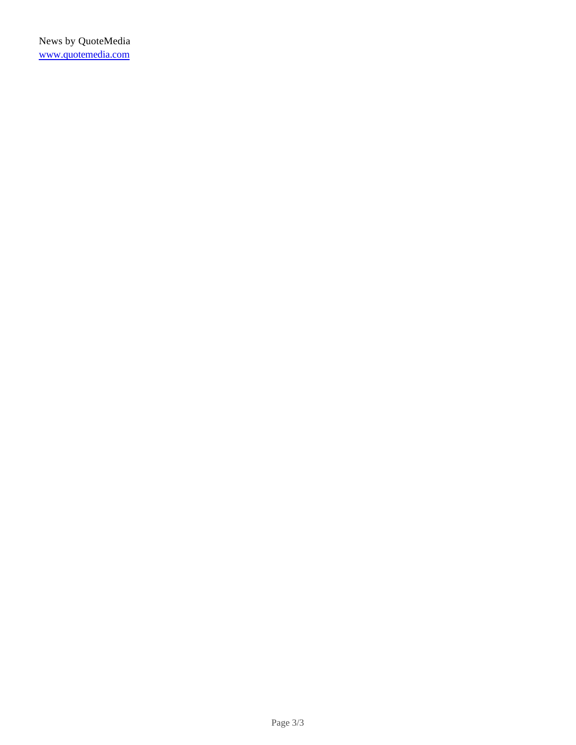News by QuoteMedia
www.quotemedia.com